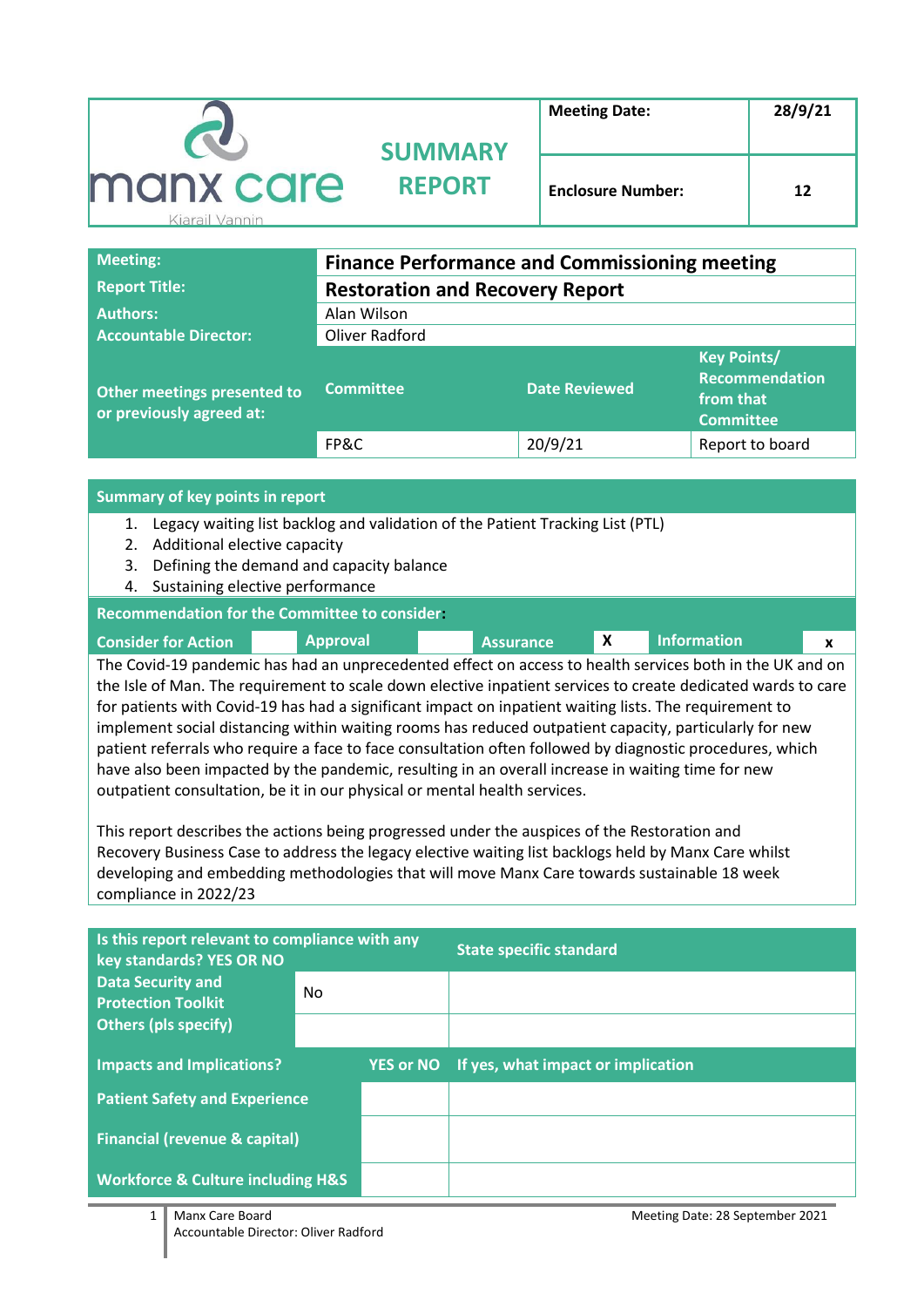| manx care Kiarail Vannin | SUMMARY REPORT | Meeting Date: | 28/9/21 |
|---|---|---|---|
| | | Enclosure Number: | 12 |

| Meeting: | Finance Performance and Commissioning meeting | | |
|---|---|---|---|
| Report Title: | Restoration and Recovery Report | | |
| Authors: | Alan Wilson | | |
| Accountable Director: | Oliver Radford | | |
| Other meetings presented to or previously agreed at: | Committee | Date Reviewed | Key Points/ Recommendation from that Committee |
| | FP&C | 20/9/21 | Report to board |

**Summary of key points in report**

1. Legacy waiting list backlog and validation of the Patient Tracking List (PTL)
2. Additional elective capacity
3. Defining the demand and capacity balance
4. Sustaining elective performance

**Recommendation for the Committee to consider:**

| Consider for Action | | Approval | | Assurance | X | Information | x |
|---|---|---|---|---|---|---|---|

The Covid-19 pandemic has had an unprecedented effect on access to health services both in the UK and on the Isle of Man. The requirement to scale down elective inpatient services to create dedicated wards to care for patients with Covid-19 has had a significant impact on inpatient waiting lists. The requirement to implement social distancing within waiting rooms has reduced outpatient capacity, particularly for new patient referrals who require a face to face consultation often followed by diagnostic procedures, which have also been impacted by the pandemic, resulting in an overall increase in waiting time for new outpatient consultation, be it in our physical or mental health services.

This report describes the actions being progressed under the auspices of the Restoration and Recovery Business Case to address the legacy elective waiting list backlogs held by Manx Care whilst developing and embedding methodologies that will move Manx Care towards sustainable 18 week compliance in 2022/23

| Is this report relevant to compliance with any key standards? YES OR NO | | State specific standard |
|---|---|---|
| Data Security and Protection Toolkit | No | |
| Others (pls specify) | | |

| Impacts and Implications? | YES or NO | If yes, what impact or implication |
|---|---|---|
| Patient Safety and Experience | | |
| Financial (revenue & capital) | | |
| Workforce & Culture including H&S | | |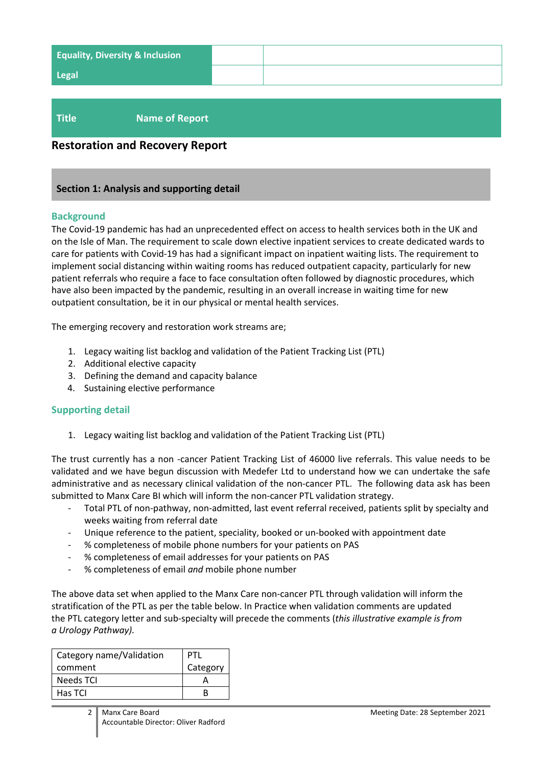| Equality, Diversity & Inclusion | | |
|---|---|---|
| Legal | | |

| Title | Name of Report |
|---|---|

## Restoration and Recovery Report

## Section 1: Analysis and supporting detail

### Background

The Covid-19 pandemic has had an unprecedented effect on access to health services both in the UK and on the Isle of Man. The requirement to scale down elective inpatient services to create dedicated wards to care for patients with Covid-19 has had a significant impact on inpatient waiting lists. The requirement to implement social distancing within waiting rooms has reduced outpatient capacity, particularly for new patient referrals who require a face to face consultation often followed by diagnostic procedures, which have also been impacted by the pandemic, resulting in an overall increase in waiting time for new outpatient consultation, be it in our physical or mental health services.

The emerging recovery and restoration work streams are;

1. Legacy waiting list backlog and validation of the Patient Tracking List (PTL)
2. Additional elective capacity
3. Defining the demand and capacity balance
4. Sustaining elective performance

### Supporting detail

1. Legacy waiting list backlog and validation of the Patient Tracking List (PTL)

The trust currently has a non -cancer Patient Tracking List of 46000 live referrals. This value needs to be validated and we have begun discussion with Medefer Ltd to understand how we can undertake the safe administrative and as necessary clinical validation of the non-cancer PTL. The following data ask has been submitted to Manx Care BI which will inform the non-cancer PTL validation strategy.

- Total PTL of non-pathway, non-admitted, last event referral received, patients split by specialty and weeks waiting from referral date
- Unique reference to the patient, speciality, booked or un-booked with appointment date
- % completeness of mobile phone numbers for your patients on PAS
- % completeness of email addresses for your patients on PAS
- % completeness of email *and* mobile phone number

The above data set when applied to the Manx Care non-cancer PTL through validation will inform the stratification of the PTL as per the table below. In Practice when validation comments are updated the PTL category letter and sub-specialty will precede the comments (*this illustrative example is from a Urology Pathway)*.

| Category name/Validation comment | PTL Category |
|---|---|
| Needs TCI | A |
| Has TCI | B |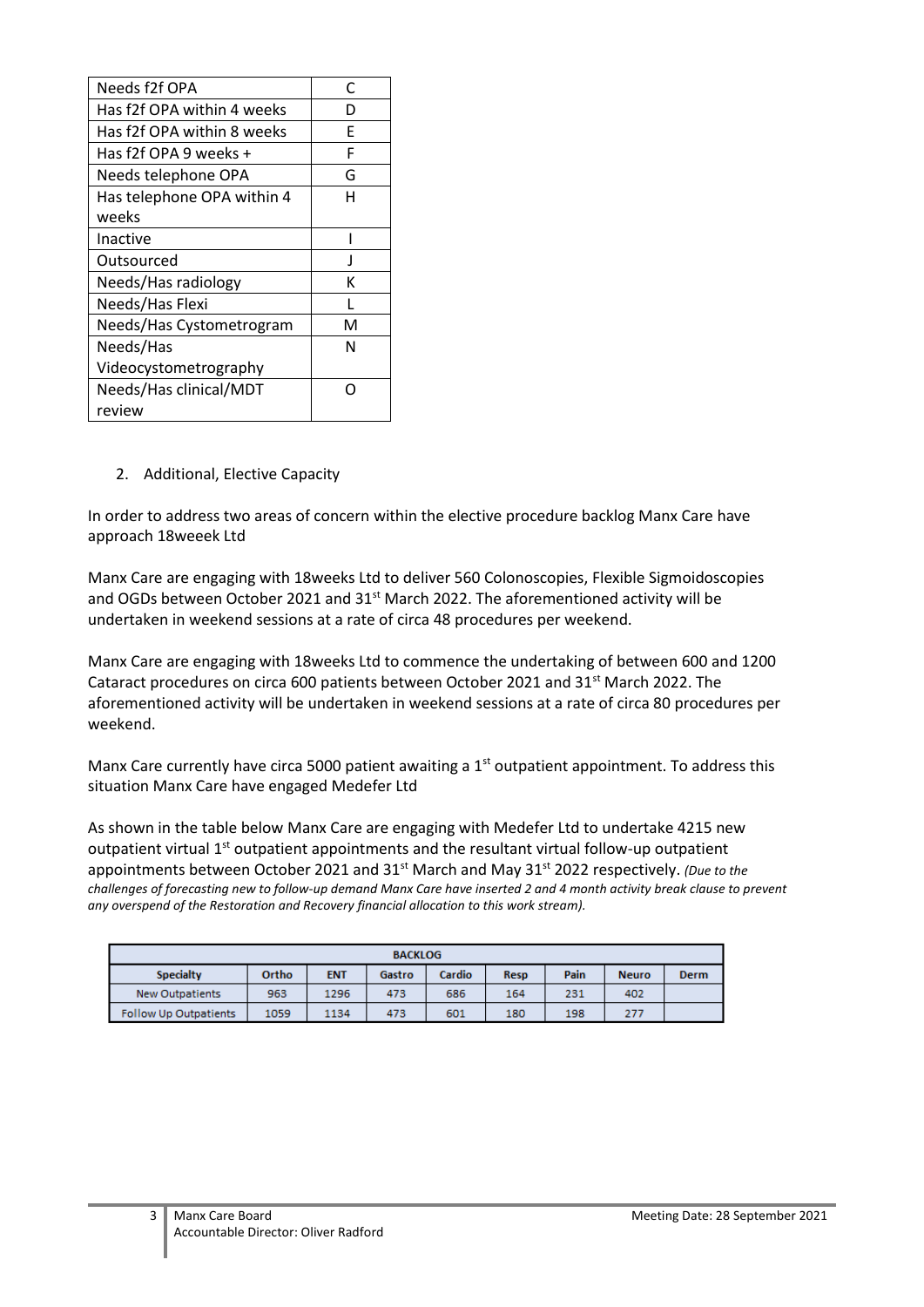| Needs f2f OPA | C |
|---|---|
| Has f2f OPA within 4 weeks | D |
| Has f2f OPA within 8 weeks | E |
| Has f2f OPA 9 weeks + | F |
| Needs telephone OPA | G |
| Has telephone OPA within 4 weeks | H |
| Inactive | I |
| Outsourced | J |
| Needs/Has radiology | K |
| Needs/Has Flexi | L |
| Needs/Has Cystometrogram | M |
| Needs/Has Videocystometrography | N |
| Needs/Has clinical/MDT review | O |

2. Additional, Elective Capacity

In order to address two areas of concern within the elective procedure backlog Manx Care have approach 18weeek Ltd

Manx Care are engaging with 18weeks Ltd to deliver 560 Colonoscopies, Flexible Sigmoidoscopies and OGDs between October 2021 and 31st March 2022. The aforementioned activity will be undertaken in weekend sessions at a rate of circa 48 procedures per weekend.

Manx Care are engaging with 18weeks Ltd to commence the undertaking of between 600 and 1200 Cataract procedures on circa 600 patients between October 2021 and 31st March 2022. The aforementioned activity will be undertaken in weekend sessions at a rate of circa 80 procedures per weekend.

Manx Care currently have circa 5000 patient awaiting a 1st outpatient appointment. To address this situation Manx Care have engaged Medefer Ltd

As shown in the table below Manx Care are engaging with Medefer Ltd to undertake 4215 new outpatient virtual 1st outpatient appointments and the resultant virtual follow-up outpatient appointments between October 2021 and 31st March and May 31st 2022 respectively. *(Due to the challenges of forecasting new to follow-up demand Manx Care have inserted 2 and 4 month activity break clause to prevent any overspend of the Restoration and Recovery financial allocation to this work stream).*

| BACKLOG | | | | | | | | |
|---|---|---|---|---|---|---|---|---|
| **Specialty** | **Ortho** | **ENT** | **Gastro** | **Cardio** | **Resp** | **Pain** | **Neuro** | **Derm** |
| New Outpatients | 963 | 1296 | 473 | 686 | 164 | 231 | 402 | |
| Follow Up Outpatients | 1059 | 1134 | 473 | 601 | 180 | 198 | 277 | |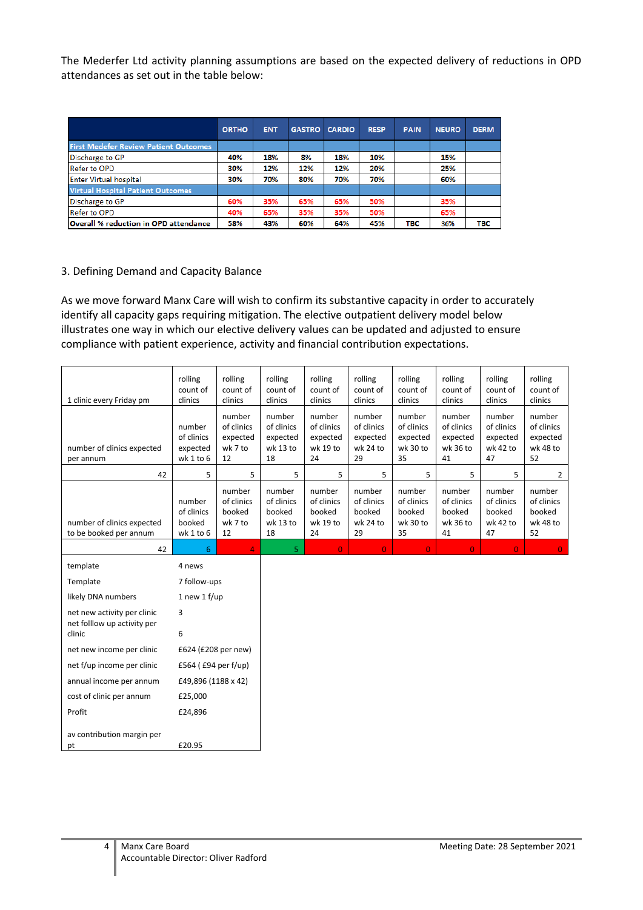The Mederfer Ltd activity planning assumptions are based on the expected delivery of reductions in OPD attendances as set out in the table below:

| | ORTHO | ENT | GASTRO | CARDIO | RESP | PAIN | NEURO | DERM |
|---|---|---|---|---|---|---|---|---|
| **First Medefer Review Patient Outcomes** | | | | | | | | |
| Discharge to GP | 40% | 18% | 8% | 18% | 10% | | 15% | |
| Refer to OPD | 30% | 12% | 12% | 12% | 20% | | 25% | |
| Enter Virtual hospital | 30% | 70% | 80% | 70% | 70% | | 60% | |
| **Virtual Hospital Patient Outcomes** | | | | | | | | |
| Discharge to GP | 60% | 35% | 65% | 65% | 50% | | 35% | |
| Refer to OPD | 40% | 65% | 35% | 35% | 50% | | 65% | |
| **Overall % reduction in OPD attendance** | 58% | 43% | 60% | 64% | 45% | TBC | 36% | TBC |

3. Defining Demand and Capacity Balance

As we move forward Manx Care will wish to confirm its substantive capacity in order to accurately identify all capacity gaps requiring mitigation. The elective outpatient delivery model below illustrates one way in which our elective delivery values can be updated and adjusted to ensure compliance with patient experience, activity and financial contribution expectations.

| 1 clinic every Friday pm | rolling count of clinics | rolling count of clinics | rolling count of clinics | rolling count of clinics | rolling count of clinics | rolling count of clinics | rolling count of clinics | rolling count of clinics | rolling count of clinics |
|---|---|---|---|---|---|---|---|---|---|
| number of clinics expected per annum | number of clinics expected wk 1 to 6 | number of clinics expected wk 7 to 12 | number of clinics expected wk 13 to 18 | number of clinics expected wk 19 to 24 | number of clinics expected wk 24 to 29 | number of clinics expected wk 30 to 35 | number of clinics expected wk 36 to 41 | number of clinics expected wk 42 to 47 | number of clinics expected wk 48 to 52 |
| 42 | 5 | 5 | 5 | 5 | 5 | 5 | 5 | 5 | 2 |
| number of clinics expected to be booked per annum | number of clinics booked wk 1 to 6 | number of clinics booked wk 7 to 12 | number of clinics booked wk 13 to 18 | number of clinics booked wk 19 to 24 | number of clinics booked wk 24 to 29 | number of clinics booked wk 30 to 35 | number of clinics booked wk 36 to 41 | number of clinics booked wk 42 to 47 | number of clinics booked wk 48 to 52 |
| 42 | 6 | 4 | 5 | 0 | 0 | 0 | 0 | 0 | 0 |

| | |
|---|---|
| template | 4 news |
| Template | 7 follow-ups |
| likely DNA numbers | 1 new 1 f/up |
| net new activity per clinic | 3 |
| net folllow up activity per clinic | 6 |
| net new income per clinic | £624 (£208 per new) |
| net f/up income per clinic | £564 ( £94 per f/up) |
| annual income per annum | £49,896 (1188 x 42) |
| cost of clinic per annum | £25,000 |
| Profit | £24,896 |
| av contribution margin per pt | £20.95 |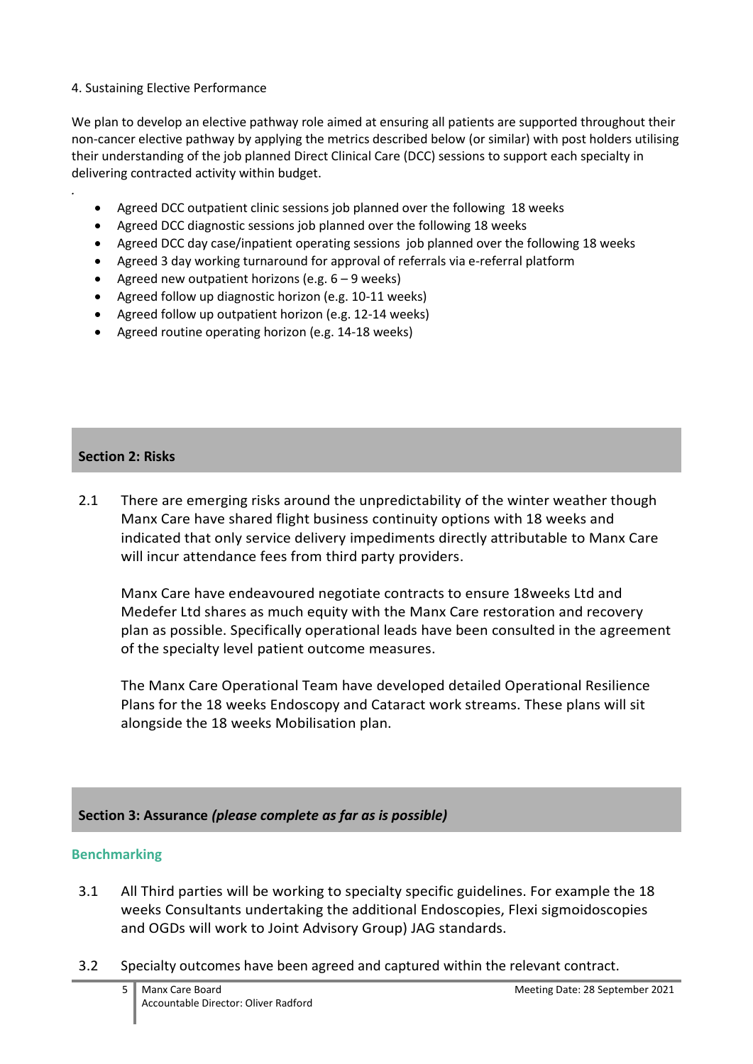4. Sustaining Elective Performance

We plan to develop an elective pathway role aimed at ensuring all patients are supported throughout their non-cancer elective pathway by applying the metrics described below (or similar) with post holders utilising their understanding of the job planned Direct Clinical Care (DCC) sessions to support each specialty in delivering contracted activity within budget.

.

- Agreed DCC outpatient clinic sessions job planned over the following 18 weeks
- Agreed DCC diagnostic sessions job planned over the following 18 weeks
- Agreed DCC day case/inpatient operating sessions job planned over the following 18 weeks
- Agreed 3 day working turnaround for approval of referrals via e-referral platform
- Agreed new outpatient horizons (e.g. 6 – 9 weeks)
- Agreed follow up diagnostic horizon (e.g. 10-11 weeks)
- Agreed follow up outpatient horizon (e.g. 12-14 weeks)
- Agreed routine operating horizon (e.g. 14-18 weeks)

## Section 2: Risks

2.1 There are emerging risks around the unpredictability of the winter weather though Manx Care have shared flight business continuity options with 18 weeks and indicated that only service delivery impediments directly attributable to Manx Care will incur attendance fees from third party providers.

Manx Care have endeavoured negotiate contracts to ensure 18weeks Ltd and Medefer Ltd shares as much equity with the Manx Care restoration and recovery plan as possible. Specifically operational leads have been consulted in the agreement of the specialty level patient outcome measures.

The Manx Care Operational Team have developed detailed Operational Resilience Plans for the 18 weeks Endoscopy and Cataract work streams. These plans will sit alongside the 18 weeks Mobilisation plan.

## Section 3: Assurance *(please complete as far as is possible)*

### Benchmarking

3.1 All Third parties will be working to specialty specific guidelines. For example the 18 weeks Consultants undertaking the additional Endoscopies, Flexi sigmoidoscopies and OGDs will work to Joint Advisory Group) JAG standards.

3.2 Specialty outcomes have been agreed and captured within the relevant contract.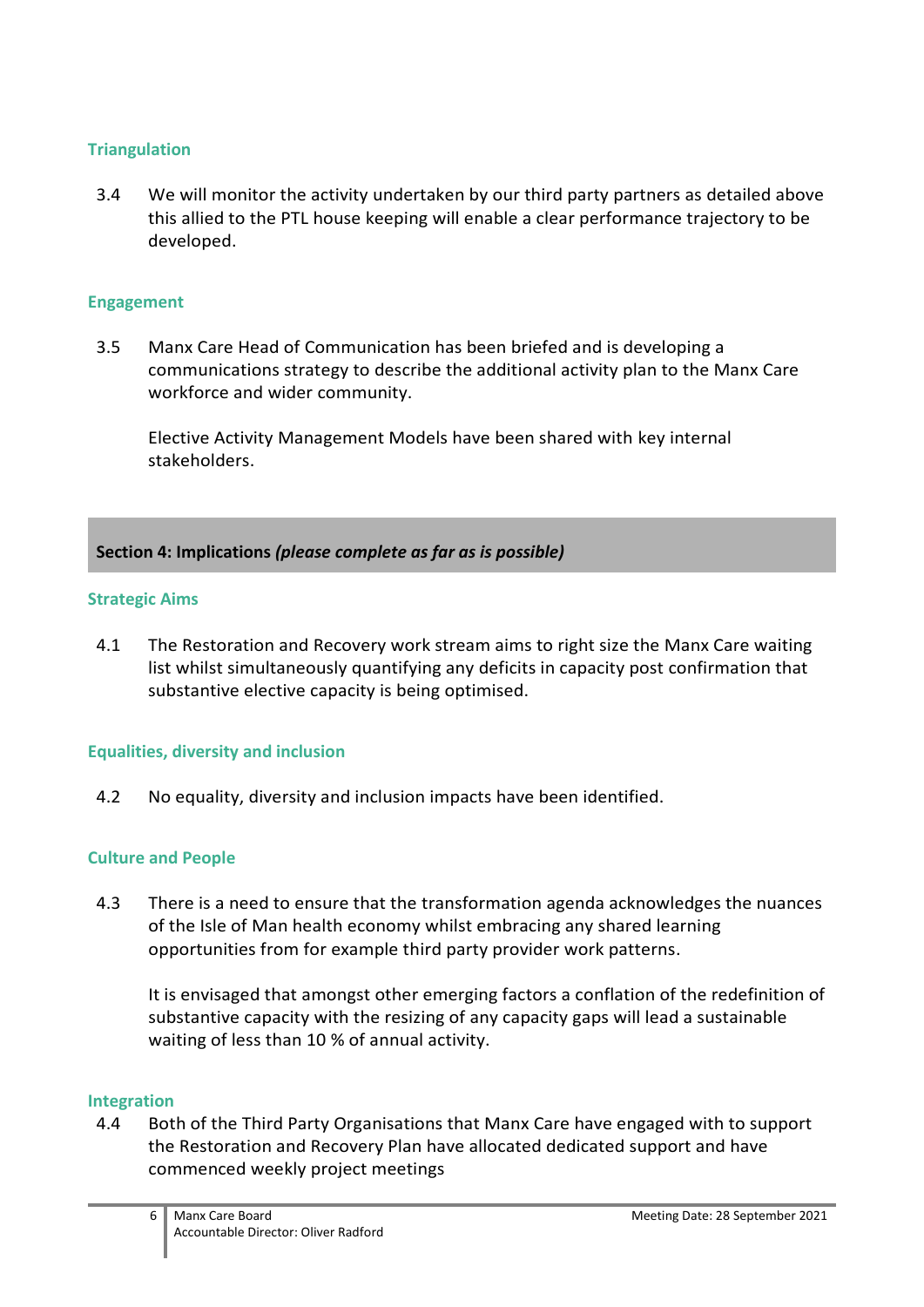### Triangulation

3.4 We will monitor the activity undertaken by our third party partners as detailed above this allied to the PTL house keeping will enable a clear performance trajectory to be developed.

### Engagement

3.5 Manx Care Head of Communication has been briefed and is developing a communications strategy to describe the additional activity plan to the Manx Care workforce and wider community.

Elective Activity Management Models have been shared with key internal stakeholders.

## Section 4: Implications *(please complete as far as is possible)*

### Strategic Aims

4.1 The Restoration and Recovery work stream aims to right size the Manx Care waiting list whilst simultaneously quantifying any deficits in capacity post confirmation that substantive elective capacity is being optimised.

### Equalities, diversity and inclusion

4.2 No equality, diversity and inclusion impacts have been identified.

### Culture and People

4.3 There is a need to ensure that the transformation agenda acknowledges the nuances of the Isle of Man health economy whilst embracing any shared learning opportunities from for example third party provider work patterns.

It is envisaged that amongst other emerging factors a conflation of the redefinition of substantive capacity with the resizing of any capacity gaps will lead a sustainable waiting of less than 10 % of annual activity.

### Integration

4.4 Both of the Third Party Organisations that Manx Care have engaged with to support the Restoration and Recovery Plan have allocated dedicated support and have commenced weekly project meetings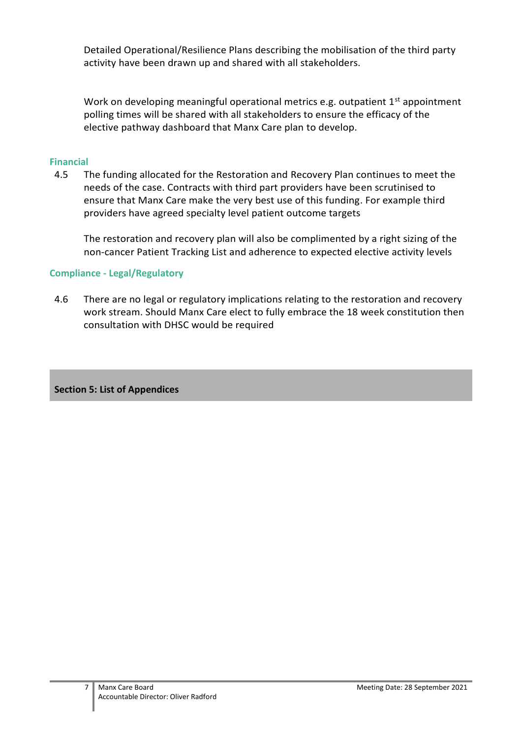Detailed Operational/Resilience Plans describing the mobilisation of the third party activity have been drawn up and shared with all stakeholders.

Work on developing meaningful operational metrics e.g. outpatient 1st appointment polling times will be shared with all stakeholders to ensure the efficacy of the elective pathway dashboard that Manx Care plan to develop.

### Financial

4.5 The funding allocated for the Restoration and Recovery Plan continues to meet the needs of the case. Contracts with third part providers have been scrutinised to ensure that Manx Care make the very best use of this funding. For example third providers have agreed specialty level patient outcome targets

The restoration and recovery plan will also be complimented by a right sizing of the non-cancer Patient Tracking List and adherence to expected elective activity levels

### Compliance - Legal/Regulatory

4.6 There are no legal or regulatory implications relating to the restoration and recovery work stream. Should Manx Care elect to fully embrace the 18 week constitution then consultation with DHSC would be required

## Section 5: List of Appendices